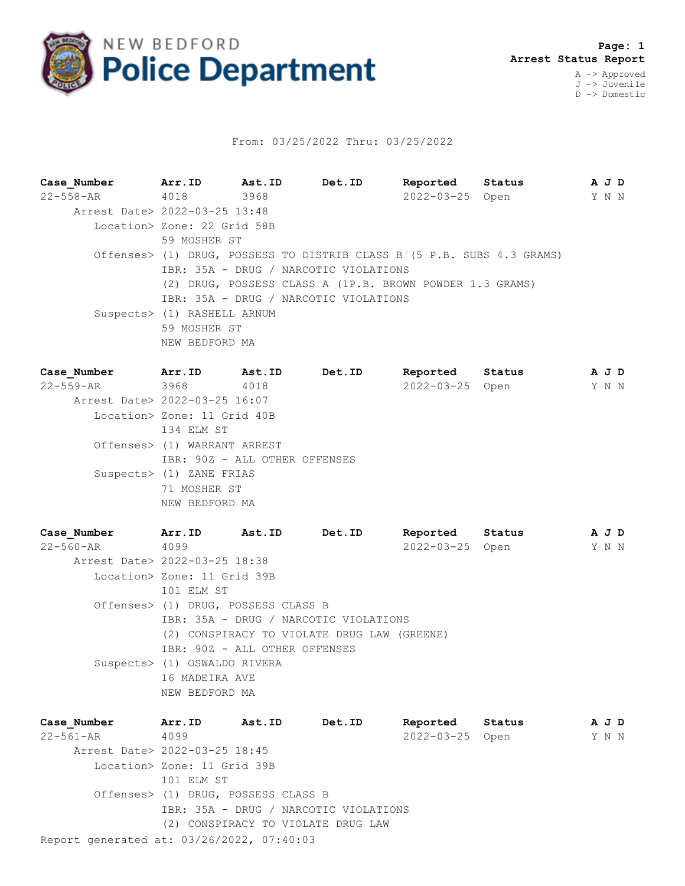NEW BEDFORD **Police Department**

**Page: 1**
**Arrest Status Report**

A -> Approved
J -> Juvenile
D -> Domestic

From: 03/25/2022 Thru: 03/25/2022

| Case_Number | Arr.ID | Ast.ID | Det.ID | Reported | Status | A J D |
|---|---|---|---|---|---|---|
| 22-558-AR | 4018 | 3968 | | 2022-03-25 | Open | Y N N |

Arrest Date> 2022-03-25 13:48
Location> Zone: 22 Grid 58B
59 MOSHER ST
Offenses> (1) DRUG, POSSESS TO DISTRIB CLASS B (5 P.B. SUBS 4.3 GRAMS)
IBR: 35A - DRUG / NARCOTIC VIOLATIONS
(2) DRUG, POSSESS CLASS A (1P.B. BROWN POWDER 1.3 GRAMS)
IBR: 35A - DRUG / NARCOTIC VIOLATIONS
Suspects> (1) RASHELL ARNUM
59 MOSHER ST
NEW BEDFORD MA

| Case_Number | Arr.ID | Ast.ID | Det.ID | Reported | Status | A J D |
|---|---|---|---|---|---|---|
| 22-559-AR | 3968 | 4018 | | 2022-03-25 | Open | Y N N |

Arrest Date> 2022-03-25 16:07
Location> Zone: 11 Grid 40B
134 ELM ST
Offenses> (1) WARRANT ARREST
IBR: 90Z - ALL OTHER OFFENSES
Suspects> (1) ZANE FRIAS
71 MOSHER ST
NEW BEDFORD MA

| Case_Number | Arr.ID | Ast.ID | Det.ID | Reported | Status | A J D |
|---|---|---|---|---|---|---|
| 22-560-AR | 4099 | | | 2022-03-25 | Open | Y N N |

Arrest Date> 2022-03-25 18:38
Location> Zone: 11 Grid 39B
101 ELM ST
Offenses> (1) DRUG, POSSESS CLASS B
IBR: 35A - DRUG / NARCOTIC VIOLATIONS
(2) CONSPIRACY TO VIOLATE DRUG LAW (GREENE)
IBR: 90Z - ALL OTHER OFFENSES
Suspects> (1) OSWALDO RIVERA
16 MADEIRA AVE
NEW BEDFORD MA

| Case_Number | Arr.ID | Ast.ID | Det.ID | Reported | Status | A J D |
|---|---|---|---|---|---|---|
| 22-561-AR | 4099 | | | 2022-03-25 | Open | Y N N |

Arrest Date> 2022-03-25 18:45
Location> Zone: 11 Grid 39B
101 ELM ST
Offenses> (1) DRUG, POSSESS CLASS B
IBR: 35A - DRUG / NARCOTIC VIOLATIONS
(2) CONSPIRACY TO VIOLATE DRUG LAW

Report generated at: 03/26/2022, 07:40:03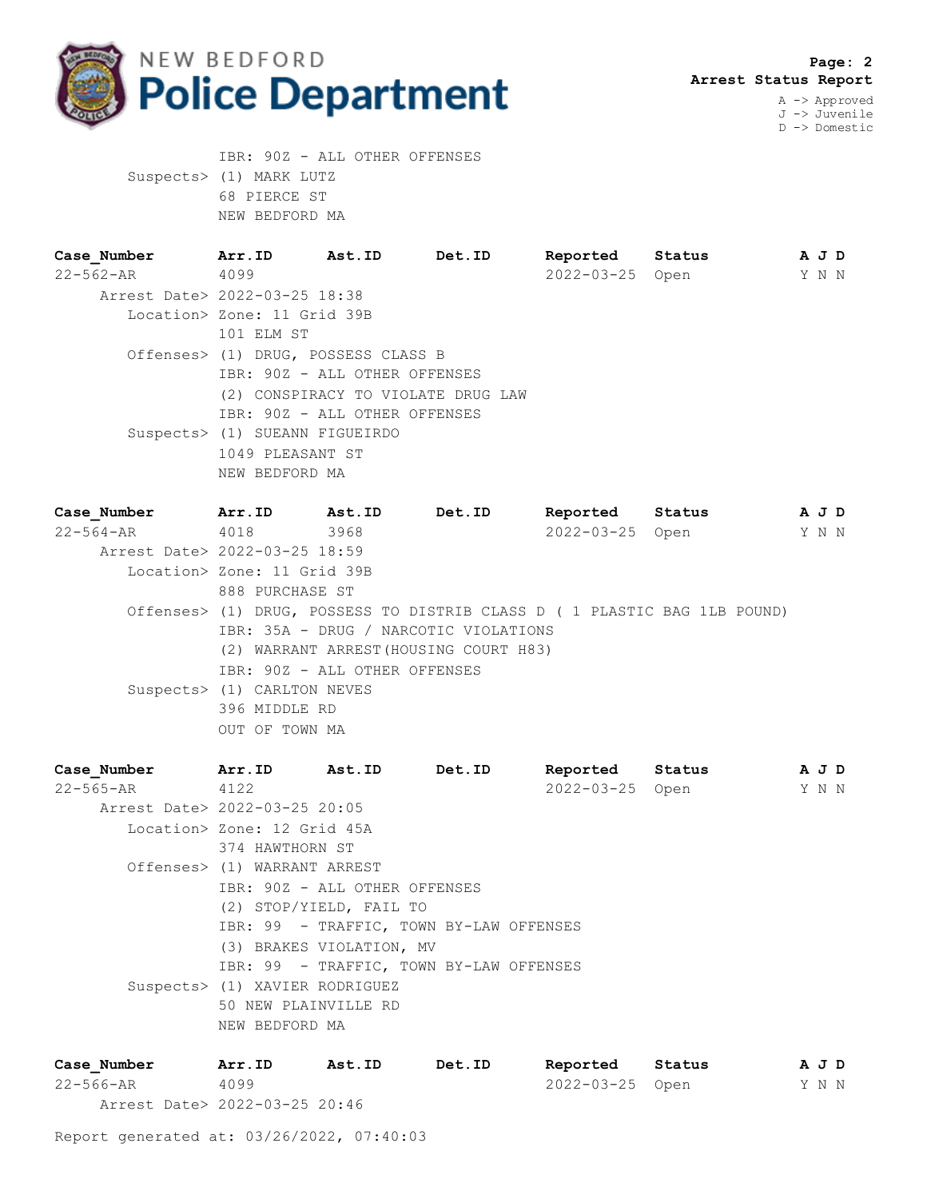IBR: 90Z - ALL OTHER OFFENSES
Suspects> (1) MARK LUTZ
68 PIERCE ST
NEW BEDFORD MA

| Case_Number | Arr.ID | Ast.ID | Det.ID | Reported | Status | A J D |
|---|---|---|---|---|---|---|
| 22-562-AR | 4099 | | | 2022-03-25 | Open | Y N N |

Arrest Date> 2022-03-25 18:38
Location> Zone: 11 Grid 39B
101 ELM ST
Offenses> (1) DRUG, POSSESS CLASS B
IBR: 90Z - ALL OTHER OFFENSES
(2) CONSPIRACY TO VIOLATE DRUG LAW
IBR: 90Z - ALL OTHER OFFENSES
Suspects> (1) SUEANN FIGUEIRDO
1049 PLEASANT ST
NEW BEDFORD MA

| Case_Number | Arr.ID | Ast.ID | Det.ID | Reported | Status | A J D |
|---|---|---|---|---|---|---|
| 22-564-AR | 4018 | 3968 | | 2022-03-25 | Open | Y N N |

Arrest Date> 2022-03-25 18:59
Location> Zone: 11 Grid 39B
888 PURCHASE ST
Offenses> (1) DRUG, POSSESS TO DISTRIB CLASS D ( 1 PLASTIC BAG 1LB POUND)
IBR: 35A - DRUG / NARCOTIC VIOLATIONS
(2) WARRANT ARREST(HOUSING COURT H83)
IBR: 90Z - ALL OTHER OFFENSES
Suspects> (1) CARLTON NEVES
396 MIDDLE RD
OUT OF TOWN MA

| Case_Number | Arr.ID | Ast.ID | Det.ID | Reported | Status | A J D |
|---|---|---|---|---|---|---|
| 22-565-AR | 4122 | | | 2022-03-25 | Open | Y N N |

Arrest Date> 2022-03-25 20:05
Location> Zone: 12 Grid 45A
374 HAWTHORN ST
Offenses> (1) WARRANT ARREST
IBR: 90Z - ALL OTHER OFFENSES
(2) STOP/YIELD, FAIL TO
IBR: 99 - TRAFFIC, TOWN BY-LAW OFFENSES
(3) BRAKES VIOLATION, MV
IBR: 99 - TRAFFIC, TOWN BY-LAW OFFENSES
Suspects> (1) XAVIER RODRIGUEZ
50 NEW PLAINVILLE RD
NEW BEDFORD MA

| Case_Number | Arr.ID | Ast.ID | Det.ID | Reported | Status | A J D |
|---|---|---|---|---|---|---|
| 22-566-AR | 4099 | | | 2022-03-25 | Open | Y N N |

Arrest Date> 2022-03-25 20:46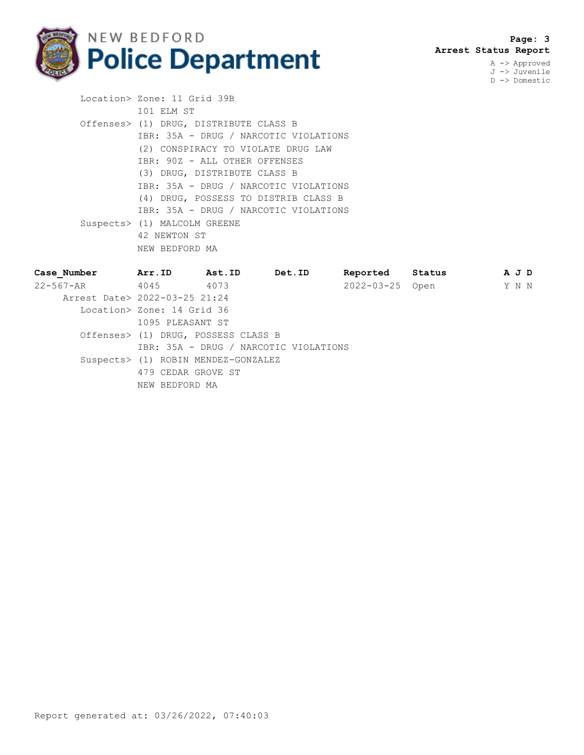NEW BEDFORD Police Department

**Page: 3**
**Arrest Status Report**

A -> Approved
J -> Juvenile
D -> Domestic

Location> Zone: 11 Grid 39B
101 ELM ST
Offenses> (1) DRUG, DISTRIBUTE CLASS B
IBR: 35A - DRUG / NARCOTIC VIOLATIONS
(2) CONSPIRACY TO VIOLATE DRUG LAW
IBR: 90Z - ALL OTHER OFFENSES
(3) DRUG, DISTRIBUTE CLASS B
IBR: 35A - DRUG / NARCOTIC VIOLATIONS
(4) DRUG, POSSESS TO DISTRIB CLASS B
IBR: 35A - DRUG / NARCOTIC VIOLATIONS
Suspects> (1) MALCOLM GREENE
42 NEWTON ST
NEW BEDFORD MA

| Case_Number | Arr.ID | Ast.ID | Det.ID | Reported | Status | A | J | D |
|---|---|---|---|---|---|---|---|---|
| 22-567-AR | 4045 | 4073 | | 2022-03-25 | Open | Y | N | N |

Arrest Date> 2022-03-25 21:24
Location> Zone: 14 Grid 36
1095 PLEASANT ST
Offenses> (1) DRUG, POSSESS CLASS B
IBR: 35A - DRUG / NARCOTIC VIOLATIONS
Suspects> (1) ROBIN MENDEZ-GONZALEZ
479 CEDAR GROVE ST
NEW BEDFORD MA

Report generated at: 03/26/2022, 07:40:03